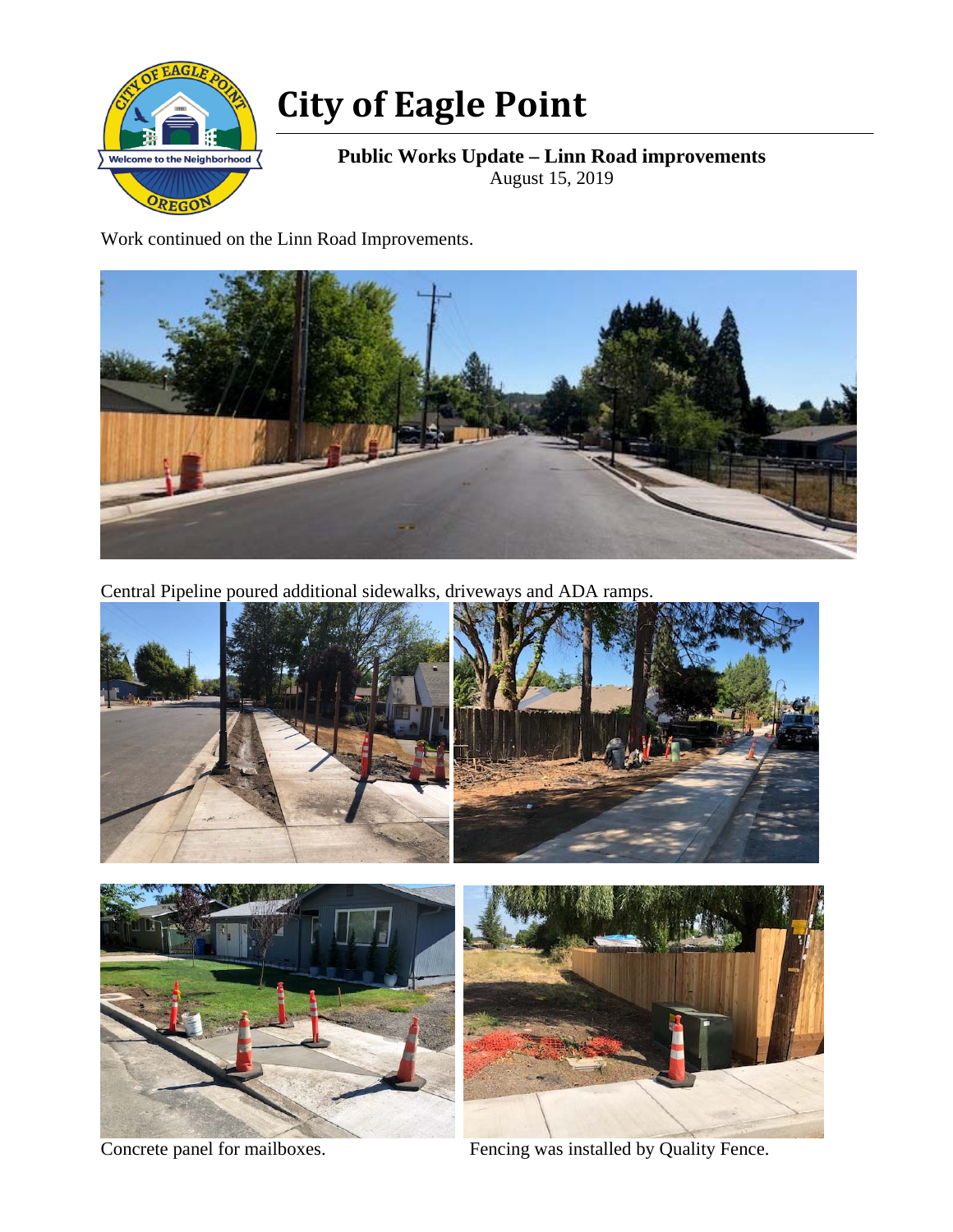# City of Eagle Point

**Public Works Update – Linn Road improvements**
August 15, 2019

Work continued on the Linn Road Improvements.

Central Pipeline poured additional sidewalks, driveways and ADA ramps.

Concrete panel for mailboxes.

Fencing was installed by Quality Fence.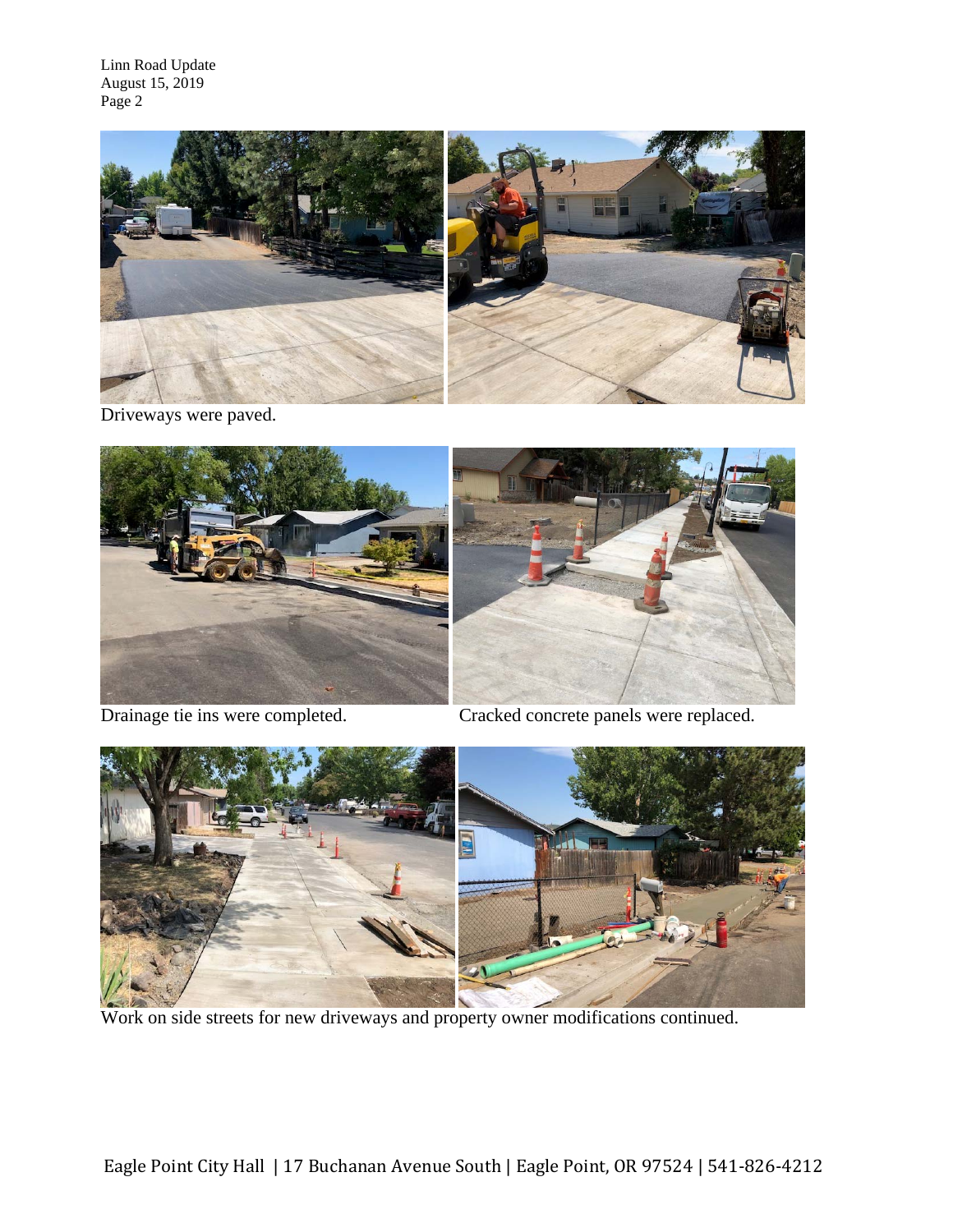Driveways were paved.

Drainage tie ins were completed.

Cracked concrete panels were replaced.

Work on side streets for new driveways and property owner modifications continued.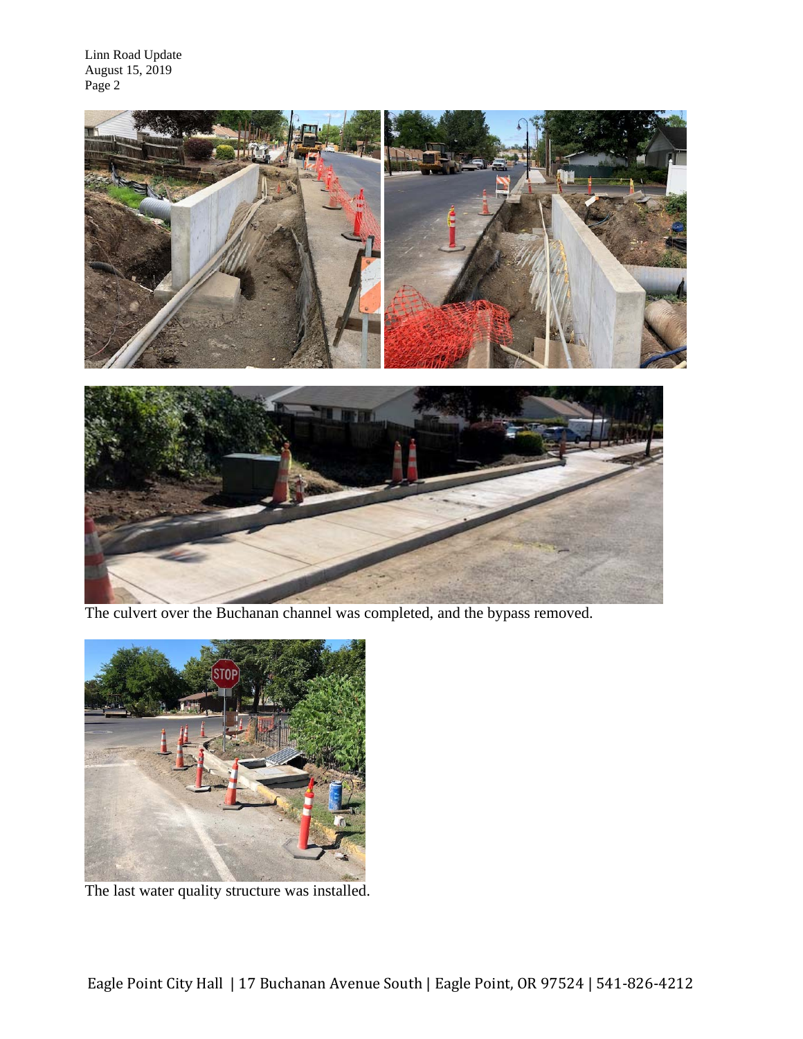The culvert over the Buchanan channel was completed, and the bypass removed.

The last water quality structure was installed.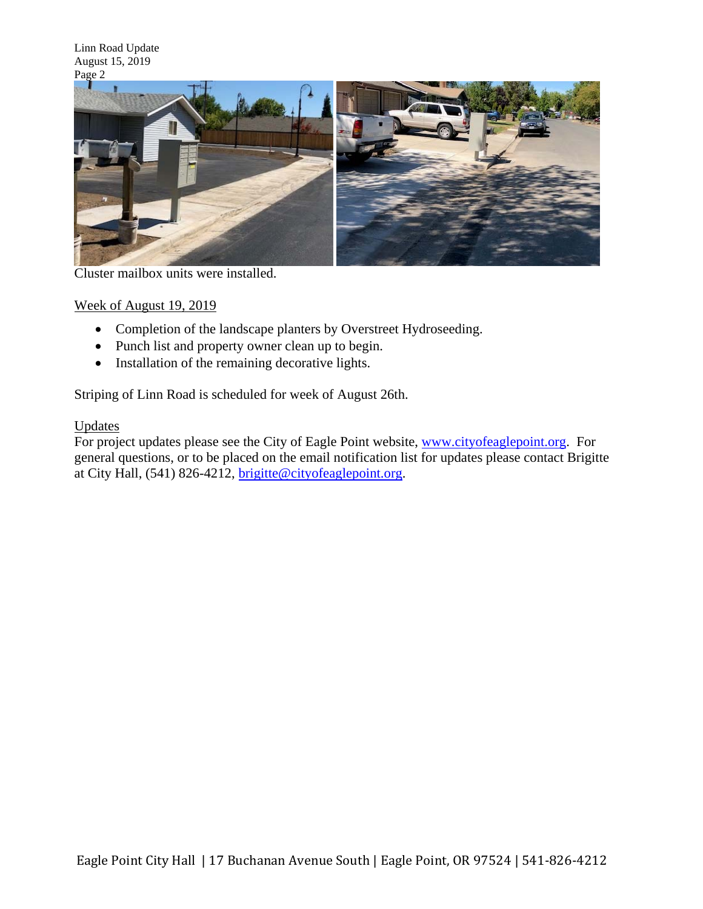Cluster mailbox units were installed.

Week of August 19, 2019

- Completion of the landscape planters by Overstreet Hydroseeding.
- Punch list and property owner clean up to begin.
- Installation of the remaining decorative lights.

Striping of Linn Road is scheduled for week of August 26th.

Updates

For project updates please see the City of Eagle Point website, www.cityofeaglepoint.org. For general questions, or to be placed on the email notification list for updates please contact Brigitte at City Hall, (541) 826-4212, brigitte@cityofeaglepoint.org.